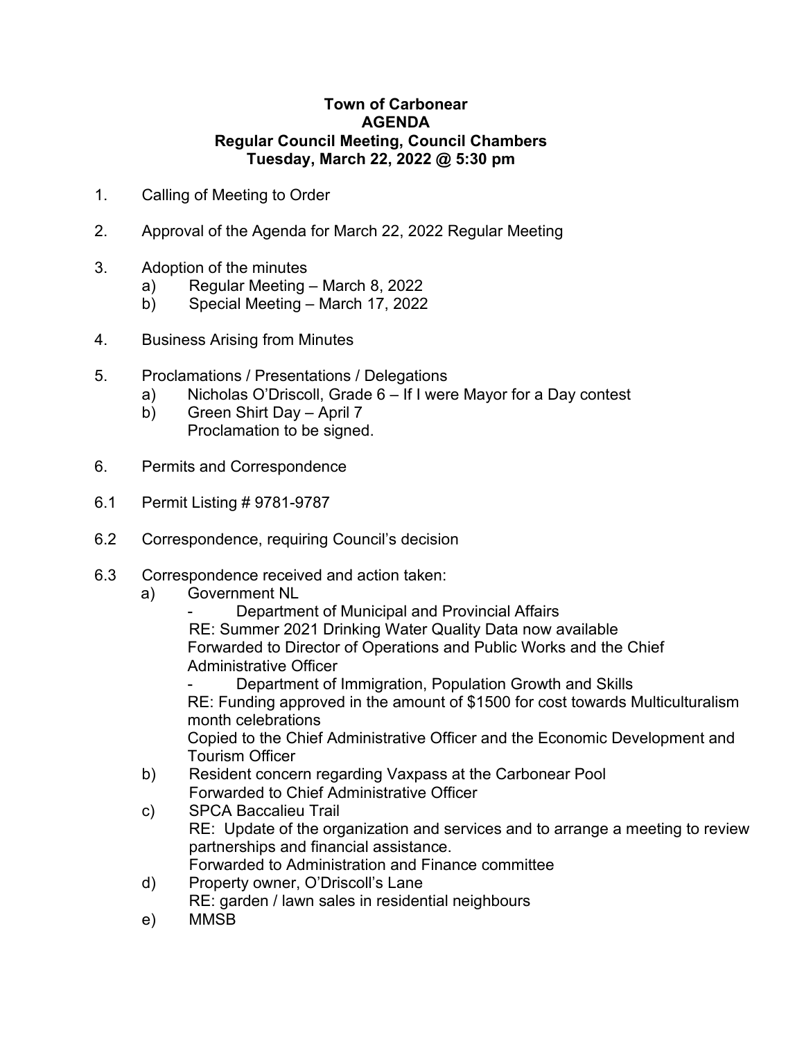**Town of Carbonear**
**AGENDA**
**Regular Council Meeting, Council Chambers**
**Tuesday, March 22, 2022 @ 5:30 pm**

1. Calling of Meeting to Order

2. Approval of the Agenda for March 22, 2022 Regular Meeting

3. Adoption of the minutes
   a) Regular Meeting – March 8, 2022
   b) Special Meeting – March 17, 2022

4. Business Arising from Minutes

5. Proclamations / Presentations / Delegations
   a) Nicholas O'Driscoll, Grade 6 – If I were Mayor for a Day contest
   b) Green Shirt Day – April 7
      Proclamation to be signed.

6. Permits and Correspondence

6.1 Permit Listing # 9781-9787

6.2 Correspondence, requiring Council's decision

6.3 Correspondence received and action taken:
   a) Government NL
      - Department of Municipal and Provincial Affairs
      RE: Summer 2021 Drinking Water Quality Data now available
      Forwarded to Director of Operations and Public Works and the Chief Administrative Officer
      - Department of Immigration, Population Growth and Skills
      RE: Funding approved in the amount of $1500 for cost towards Multiculturalism month celebrations
      Copied to the Chief Administrative Officer and the Economic Development and Tourism Officer
   b) Resident concern regarding Vaxpass at the Carbonear Pool
      Forwarded to Chief Administrative Officer
   c) SPCA Baccalieu Trail
      RE: Update of the organization and services and to arrange a meeting to review partnerships and financial assistance.
      Forwarded to Administration and Finance committee
   d) Property owner, O'Driscoll's Lane
      RE: garden / lawn sales in residential neighbours
   e) MMSB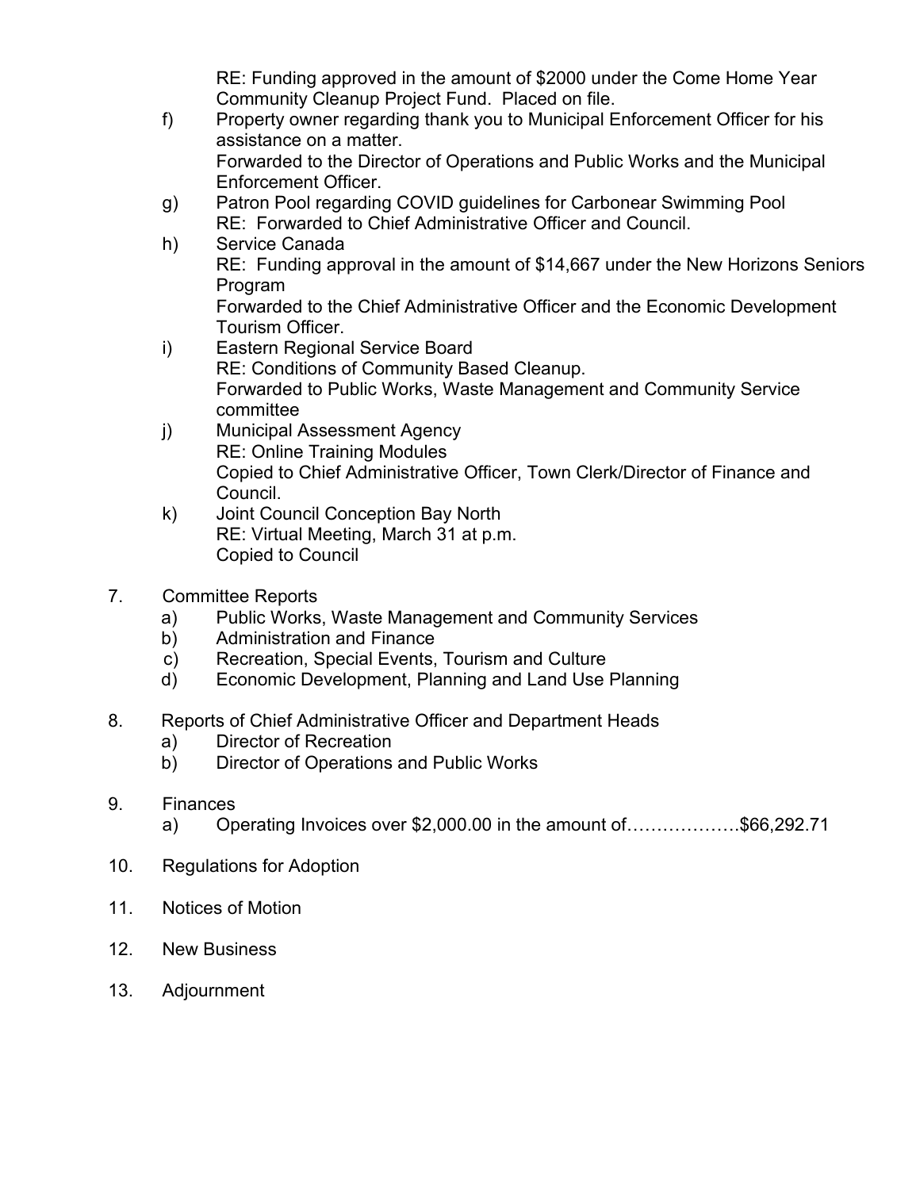RE: Funding approved in the amount of $2000 under the Come Home Year Community Cleanup Project Fund. Placed on file.

f) Property owner regarding thank you to Municipal Enforcement Officer for his assistance on a matter.
   Forwarded to the Director of Operations and Public Works and the Municipal Enforcement Officer.

g) Patron Pool regarding COVID guidelines for Carbonear Swimming Pool
   RE: Forwarded to Chief Administrative Officer and Council.

h) Service Canada
   RE: Funding approval in the amount of $14,667 under the New Horizons Seniors Program
   Forwarded to the Chief Administrative Officer and the Economic Development Tourism Officer.

i) Eastern Regional Service Board
   RE: Conditions of Community Based Cleanup.
   Forwarded to Public Works, Waste Management and Community Service committee

j) Municipal Assessment Agency
   RE: Online Training Modules
   Copied to Chief Administrative Officer, Town Clerk/Director of Finance and Council.

k) Joint Council Conception Bay North
   RE: Virtual Meeting, March 31 at p.m.
   Copied to Council

7. Committee Reports
   a) Public Works, Waste Management and Community Services
   b) Administration and Finance
   c) Recreation, Special Events, Tourism and Culture
   d) Economic Development, Planning and Land Use Planning

8. Reports of Chief Administrative Officer and Department Heads
   a) Director of Recreation
   b) Director of Operations and Public Works

9. Finances
   a) Operating Invoices over $2,000.00 in the amount of……………….$66,292.71

10. Regulations for Adoption

11. Notices of Motion

12. New Business

13. Adjournment